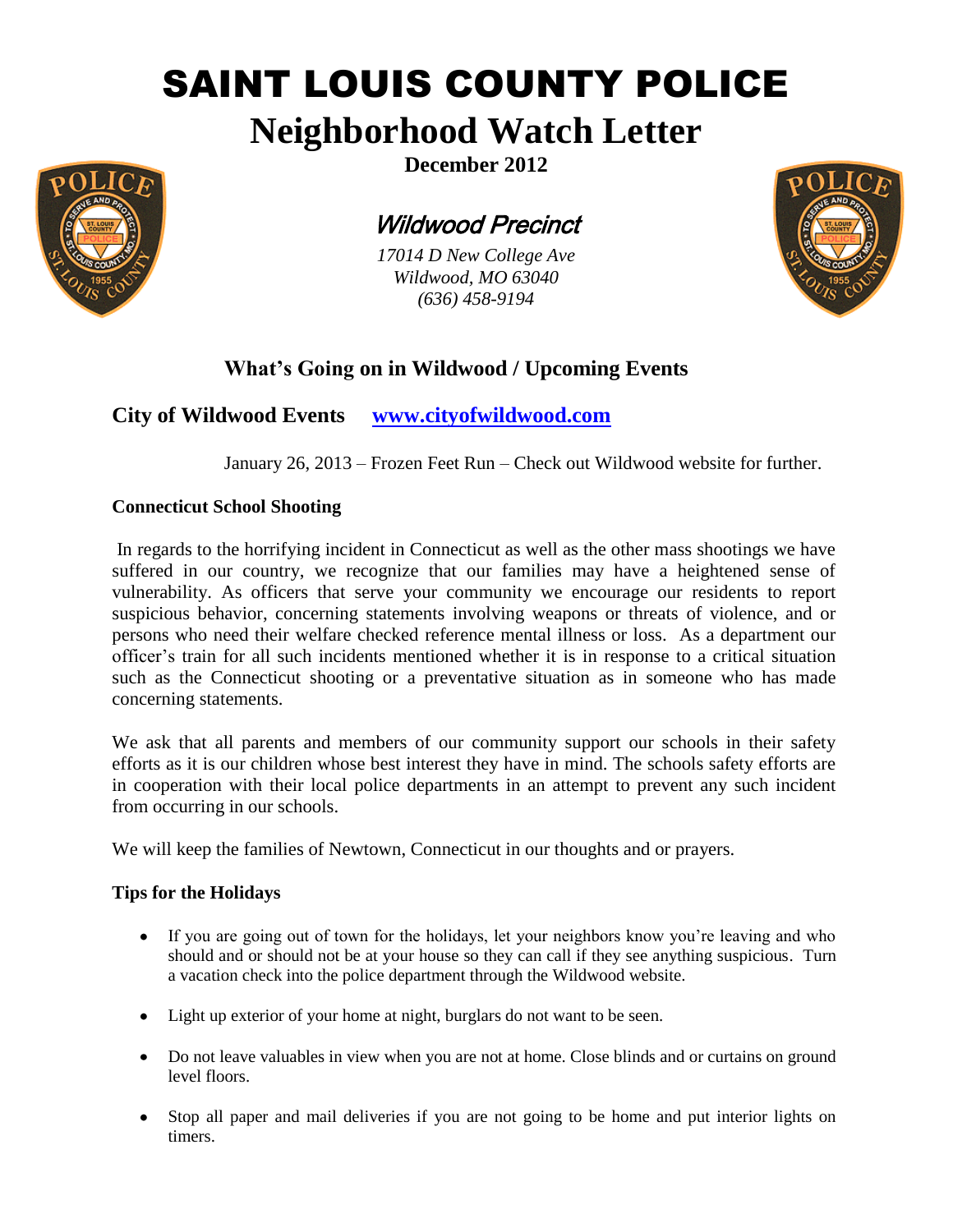# SAINT LOUIS COUNTY POLICE

# Neighborhood Watch Letter

**December 2012**

## *Wildwood Precinct*

*17014 D New College Ave*
*Wildwood, MO 63040*
*(636) 458-9194*

## What's Going on in Wildwood / Upcoming Events

### City of Wildwood Events [www.cityofwildwood.com](http://www.cityofwildwood.com)

January 26, 2013 – Frozen Feet Run – Check out Wildwood website for further.

**Connecticut School Shooting**

In regards to the horrifying incident in Connecticut as well as the other mass shootings we have suffered in our country, we recognize that our families may have a heightened sense of vulnerability. As officers that serve your community we encourage our residents to report suspicious behavior, concerning statements involving weapons or threats of violence, and or persons who need their welfare checked reference mental illness or loss. As a department our officer's train for all such incidents mentioned whether it is in response to a critical situation such as the Connecticut shooting or a preventative situation as in someone who has made concerning statements.

We ask that all parents and members of our community support our schools in their safety efforts as it is our children whose best interest they have in mind. The schools safety efforts are in cooperation with their local police departments in an attempt to prevent any such incident from occurring in our schools.

We will keep the families of Newtown, Connecticut in our thoughts and or prayers.

**Tips for the Holidays**

- If you are going out of town for the holidays, let your neighbors know you're leaving and who should and or should not be at your house so they can call if they see anything suspicious. Turn a vacation check into the police department through the Wildwood website.
- Light up exterior of your home at night, burglars do not want to be seen.
- Do not leave valuables in view when you are not at home. Close blinds and or curtains on ground level floors.
- Stop all paper and mail deliveries if you are not going to be home and put interior lights on timers.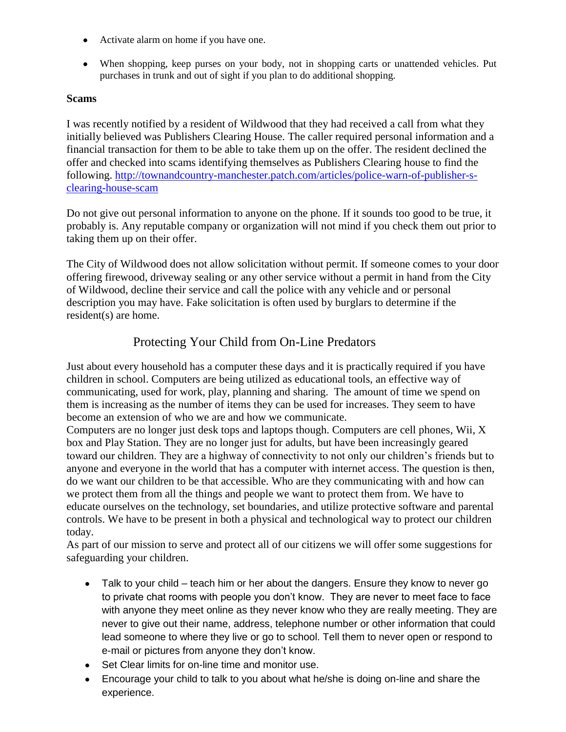- Activate alarm on home if you have one.
- When shopping, keep purses on your body, not in shopping carts or unattended vehicles. Put purchases in trunk and out of sight if you plan to do additional shopping.

**Scams**

I was recently notified by a resident of Wildwood that they had received a call from what they initially believed was Publishers Clearing House. The caller required personal information and a financial transaction for them to be able to take them up on the offer. The resident declined the offer and checked into scams identifying themselves as Publishers Clearing house to find the following. [http://townandcountry-manchester.patch.com/articles/police-warn-of-publisher-s-clearing-house-scam](http://townandcountry-manchester.patch.com/articles/police-warn-of-publisher-s-clearing-house-scam)

Do not give out personal information to anyone on the phone. If it sounds too good to be true, it probably is. Any reputable company or organization will not mind if you check them out prior to taking them up on their offer.

The City of Wildwood does not allow solicitation without permit. If someone comes to your door offering firewood, driveway sealing or any other service without a permit in hand from the City of Wildwood, decline their service and call the police with any vehicle and or personal description you may have. Fake solicitation is often used by burglars to determine if the resident(s) are home.

## Protecting Your Child from On-Line Predators

Just about every household has a computer these days and it is practically required if you have children in school. Computers are being utilized as educational tools, an effective way of communicating, used for work, play, planning and sharing. The amount of time we spend on them is increasing as the number of items they can be used for increases. They seem to have become an extension of who we are and how we communicate.

Computers are no longer just desk tops and laptops though. Computers are cell phones, Wii, X box and Play Station. They are no longer just for adults, but have been increasingly geared toward our children. They are a highway of connectivity to not only our children's friends but to anyone and everyone in the world that has a computer with internet access. The question is then, do we want our children to be that accessible. Who are they communicating with and how can we protect them from all the things and people we want to protect them from. We have to educate ourselves on the technology, set boundaries, and utilize protective software and parental controls. We have to be present in both a physical and technological way to protect our children today.

As part of our mission to serve and protect all of our citizens we will offer some suggestions for safeguarding your children.

- Talk to your child – teach him or her about the dangers. Ensure they know to never go to private chat rooms with people you don't know. They are never to meet face to face with anyone they meet online as they never know who they are really meeting. They are never to give out their name, address, telephone number or other information that could lead someone to where they live or go to school. Tell them to never open or respond to e-mail or pictures from anyone they don't know.
- Set Clear limits for on-line time and monitor use.
- Encourage your child to talk to you about what he/she is doing on-line and share the experience.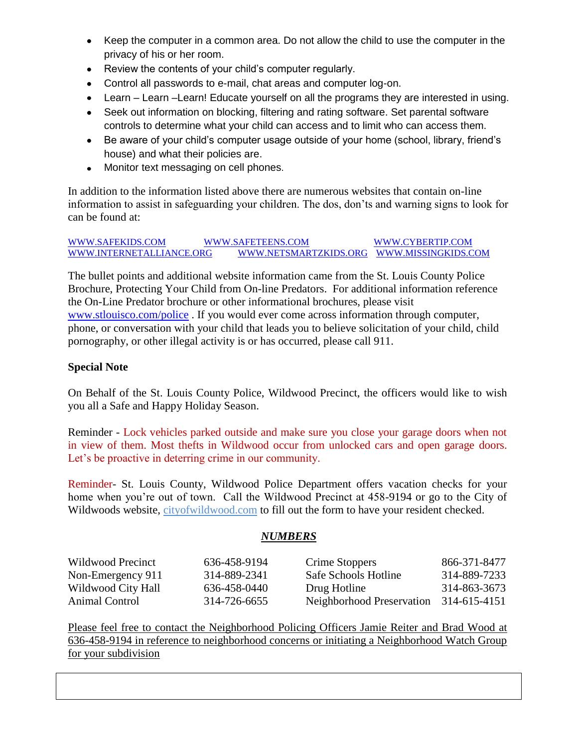- Keep the computer in a common area. Do not allow the child to use the computer in the privacy of his or her room.
- Review the contents of your child's computer regularly.
- Control all passwords to e-mail, chat areas and computer log-on.
- Learn – Learn –Learn! Educate yourself on all the programs they are interested in using.
- Seek out information on blocking, filtering and rating software. Set parental software controls to determine what your child can access and to limit who can access them.
- Be aware of your child's computer usage outside of your home (school, library, friend's house) and what their policies are.
- Monitor text messaging on cell phones.

In addition to the information listed above there are numerous websites that contain on-line information to assist in safeguarding your children. The dos, don'ts and warning signs to look for can be found at:

WWW.SAFEKIDS.COM WWW.SAFETEENS.COM WWW.CYBERTIP.COM
WWW.INTERNETALLIANCE.ORG WWW.NETSMARTZKIDS.ORG WWW.MISSINGKIDS.COM

The bullet points and additional website information came from the St. Louis County Police Brochure, Protecting Your Child from On-line Predators. For additional information reference the On-Line Predator brochure or other informational brochures, please visit www.stlouisco.com/police . If you would ever come across information through computer, phone, or conversation with your child that leads you to believe solicitation of your child, child pornography, or other illegal activity is or has occurred, please call 911.

**Special Note**

On Behalf of the St. Louis County Police, Wildwood Precinct, the officers would like to wish you all a Safe and Happy Holiday Season.

Reminder - Lock vehicles parked outside and make sure you close your garage doors when not in view of them. Most thefts in Wildwood occur from unlocked cars and open garage doors. Let's be proactive in deterring crime in our community.

Reminder- St. Louis County, Wildwood Police Department offers vacation checks for your home when you're out of town. Call the Wildwood Precinct at 458-9194 or go to the City of Wildwoods website, cityofwildwood.com to fill out the form to have your resident checked.

***NUMBERS***

| | | | |
|---|---|---|---|
| Wildwood Precinct | 636-458-9194 | Crime Stoppers | 866-371-8477 |
| Non-Emergency 911 | 314-889-2341 | Safe Schools Hotline | 314-889-7233 |
| Wildwood City Hall | 636-458-0440 | Drug Hotline | 314-863-3673 |
| Animal Control | 314-726-6655 | Neighborhood Preservation | 314-615-4151 |

Please feel free to contact the Neighborhood Policing Officers Jamie Reiter and Brad Wood at 636-458-9194 in reference to neighborhood concerns or initiating a Neighborhood Watch Group for your subdivision